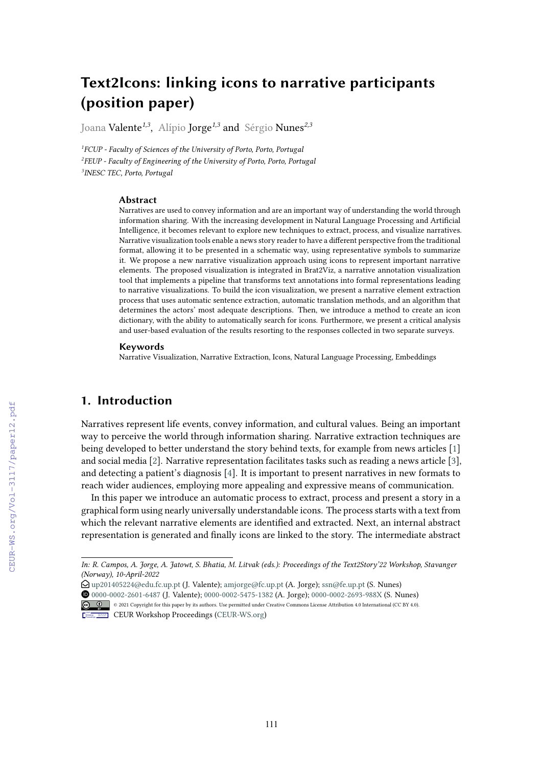# Text2Icons: linking icons to narrative participants (position paper)

Joana Valente[1,3], Alípio Jorge[1,3] and Sérgio Nunes[2,3]

[1] *FCUP - Faculty of Sciences of the University of Porto, Porto, Portugal*
[2] *FEUP - Faculty of Engineering of the University of Porto, Porto, Portugal*
[3] *INESC TEC, Porto, Portugal*

### Abstract

Narratives are used to convey information and are an important way of understanding the world through information sharing. With the increasing development in Natural Language Processing and Artificial Intelligence, it becomes relevant to explore new techniques to extract, process, and visualize narratives. Narrative visualization tools enable a news story reader to have a different perspective from the traditional format, allowing it to be presented in a schematic way, using representative symbols to summarize it. We propose a new narrative visualization approach using icons to represent important narrative elements. The proposed visualization is integrated in Brat2Viz, a narrative annotation visualization tool that implements a pipeline that transforms text annotations into formal representations leading to narrative visualizations. To build the icon visualization, we present a narrative element extraction process that uses automatic sentence extraction, automatic translation methods, and an algorithm that determines the actors' most adequate descriptions. Then, we introduce a method to create an icon dictionary, with the ability to automatically search for icons. Furthermore, we present a critical analysis and user-based evaluation of the results resorting to the responses collected in two separate surveys.

### Keywords

Narrative Visualization, Narrative Extraction, Icons, Natural Language Processing, Embeddings

## 1. Introduction

Narratives represent life events, convey information, and cultural values. Being an important way to perceive the world through information sharing. Narrative extraction techniques are being developed to better understand the story behind texts, for example from news articles [1] and social media [2]. Narrative representation facilitates tasks such as reading a news article [3], and detecting a patient's diagnosis [4]. It is important to present narratives in new formats to reach wider audiences, employing more appealing and expressive means of communication.

In this paper we introduce an automatic process to extract, process and present a story in a graphical form using nearly universally understandable icons. The process starts with a text from which the relevant narrative elements are identified and extracted. Next, an internal abstract representation is generated and finally icons are linked to the story. The intermediate abstract

---

*In: R. Campos, A. Jorge, A. Jatowt, S. Bhatia, M. Litvak (eds.): Proceedings of the Text2Story'22 Workshop, Stavanger (Norway), 10-April-2022*

up201405224@edu.fc.up.pt (J. Valente); amjorge@fc.up.pt (A. Jorge); ssn@fe.up.pt (S. Nunes)

0000-0002-2601-6487 (J. Valente); 0000-0002-5475-1382 (A. Jorge); 0000-0002-2693-988X (S. Nunes)

© 2021 Copyright for this paper by its authors. Use permitted under Creative Commons License Attribution 4.0 International (CC BY 4.0).

CEUR Workshop Proceedings (CEUR-WS.org)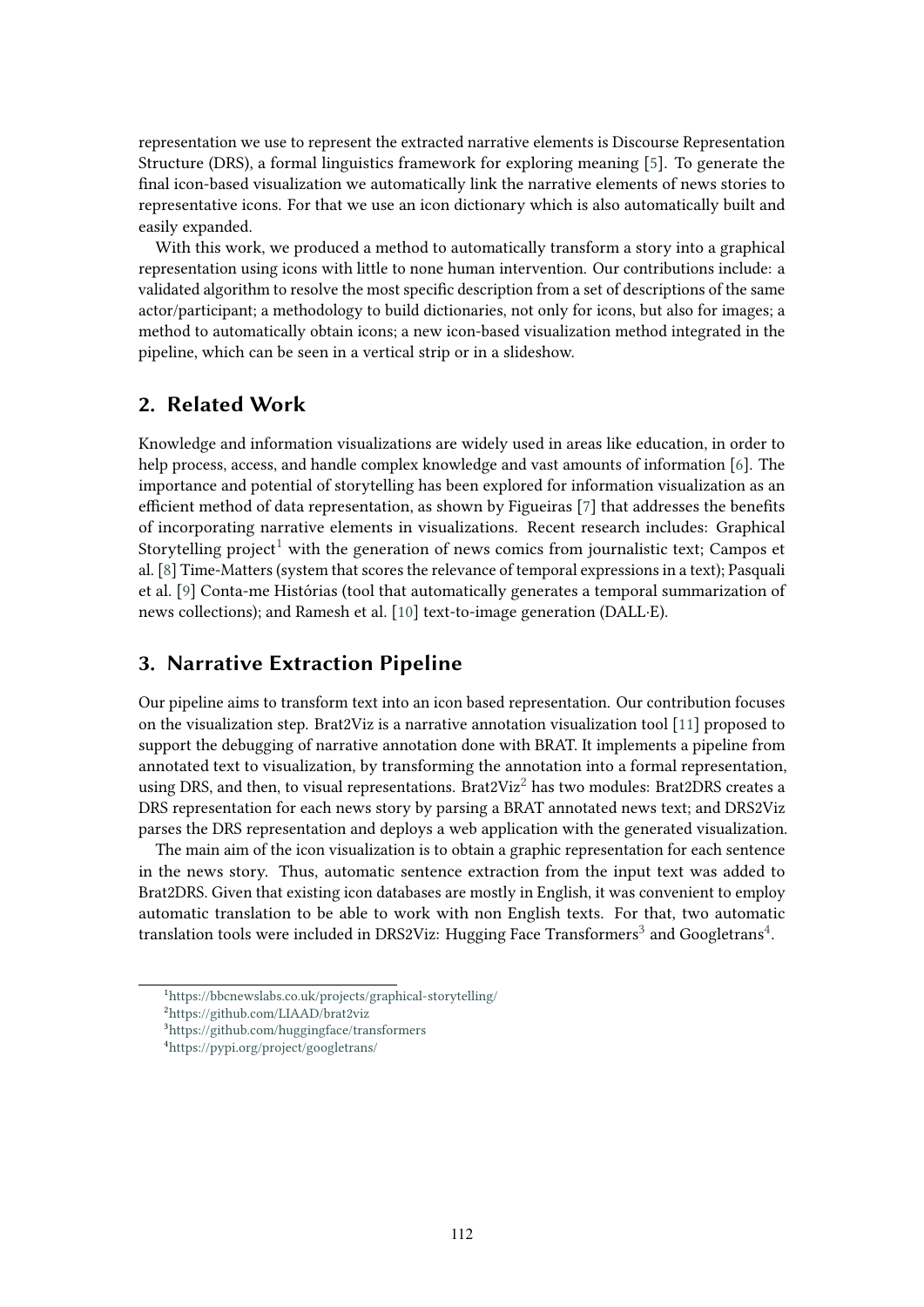representation we use to represent the extracted narrative elements is Discourse Representation Structure (DRS), a formal linguistics framework for exploring meaning [5]. To generate the final icon-based visualization we automatically link the narrative elements of news stories to representative icons. For that we use an icon dictionary which is also automatically built and easily expanded.

With this work, we produced a method to automatically transform a story into a graphical representation using icons with little to none human intervention. Our contributions include: a validated algorithm to resolve the most specific description from a set of descriptions of the same actor/participant; a methodology to build dictionaries, not only for icons, but also for images; a method to automatically obtain icons; a new icon-based visualization method integrated in the pipeline, which can be seen in a vertical strip or in a slideshow.

## 2. Related Work

Knowledge and information visualizations are widely used in areas like education, in order to help process, access, and handle complex knowledge and vast amounts of information [6]. The importance and potential of storytelling has been explored for information visualization as an efficient method of data representation, as shown by Figueiras [7] that addresses the benefits of incorporating narrative elements in visualizations. Recent research includes: Graphical Storytelling project[1] with the generation of news comics from journalistic text; Campos et al. [8] Time-Matters (system that scores the relevance of temporal expressions in a text); Pasquali et al. [9] Conta-me Histórias (tool that automatically generates a temporal summarization of news collections); and Ramesh et al. [10] text-to-image generation (DALL·E).

## 3. Narrative Extraction Pipeline

Our pipeline aims to transform text into an icon based representation. Our contribution focuses on the visualization step. Brat2Viz is a narrative annotation visualization tool [11] proposed to support the debugging of narrative annotation done with BRAT. It implements a pipeline from annotated text to visualization, by transforming the annotation into a formal representation, using DRS, and then, to visual representations. Brat2Viz[2] has two modules: Brat2DRS creates a DRS representation for each news story by parsing a BRAT annotated news text; and DRS2Viz parses the DRS representation and deploys a web application with the generated visualization.

The main aim of the icon visualization is to obtain a graphic representation for each sentence in the news story. Thus, automatic sentence extraction from the input text was added to Brat2DRS. Given that existing icon databases are mostly in English, it was convenient to employ automatic translation to be able to work with non English texts. For that, two automatic translation tools were included in DRS2Viz: Hugging Face Transformers[3] and Googletrans[4].

[1] https://bbcnewslabs.co.uk/projects/graphical-storytelling/

[2] https://github.com/LIAAD/brat2viz

[3] https://github.com/huggingface/transformers

[4] https://pypi.org/project/googletrans/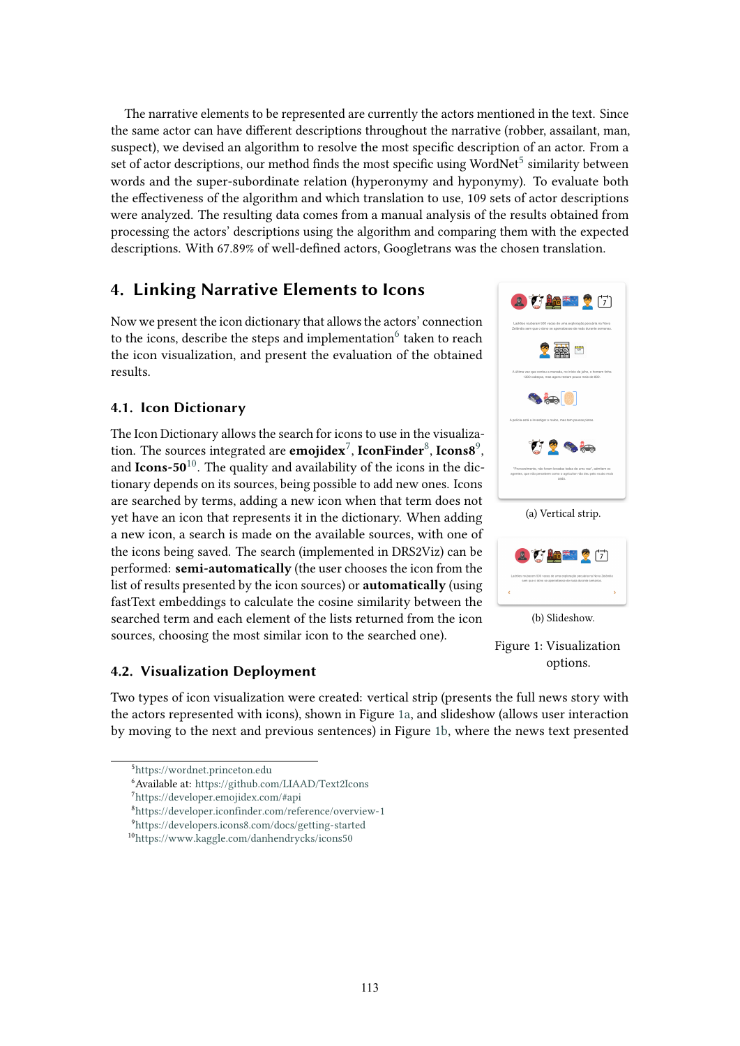The narrative elements to be represented are currently the actors mentioned in the text. Since the same actor can have different descriptions throughout the narrative (robber, assailant, man, suspect), we devised an algorithm to resolve the most specific description of an actor. From a set of actor descriptions, our method finds the most specific using WordNet[5] similarity between words and the super-subordinate relation (hyperonymy and hyponymy). To evaluate both the effectiveness of the algorithm and which translation to use, 109 sets of actor descriptions were analyzed. The resulting data comes from a manual analysis of the results obtained from processing the actors' descriptions using the algorithm and comparing them with the expected descriptions. With 67.89% of well-defined actors, Googletrans was the chosen translation.

## 4. Linking Narrative Elements to Icons

Now we present the icon dictionary that allows the actors' connection to the icons, describe the steps and implementation[6] taken to reach the icon visualization, and present the evaluation of the obtained results.

### 4.1. Icon Dictionary

The Icon Dictionary allows the search for icons to use in the visualization. The sources integrated are **emojidex**[7], **IconFinder**[8], **Icons8**[9], and **Icons-50**[10]. The quality and availability of the icons in the dictionary depends on its sources, being possible to add new ones. Icons are searched by terms, adding a new icon when that term does not yet have an icon that represents it in the dictionary. When adding a new icon, a search is made on the available sources, with one of the icons being saved. The search (implemented in DRS2Viz) can be performed: **semi-automatically** (the user chooses the icon from the list of results presented by the icon sources) or **automatically** (using fastText embeddings to calculate the cosine similarity between the searched term and each element of the lists returned from the icon sources, choosing the most similar icon to the searched one).

(a) Vertical strip.

(b) Slideshow.

Figure 1: Visualization options.

### 4.2. Visualization Deployment

Two types of icon visualization were created: vertical strip (presents the full news story with the actors represented with icons), shown in Figure 1a, and slideshow (allows user interaction by moving to the next and previous sentences) in Figure 1b, where the news text presented

[5] https://wordnet.princeton.edu
[6] Available at: https://github.com/LIAAD/Text2Icons
[7] https://developer.emojidex.com/#api
[8] https://developer.iconfinder.com/reference/overview-1
[9] https://developers.icons8.com/docs/getting-started
[10] https://www.kaggle.com/danhendrycks/icons50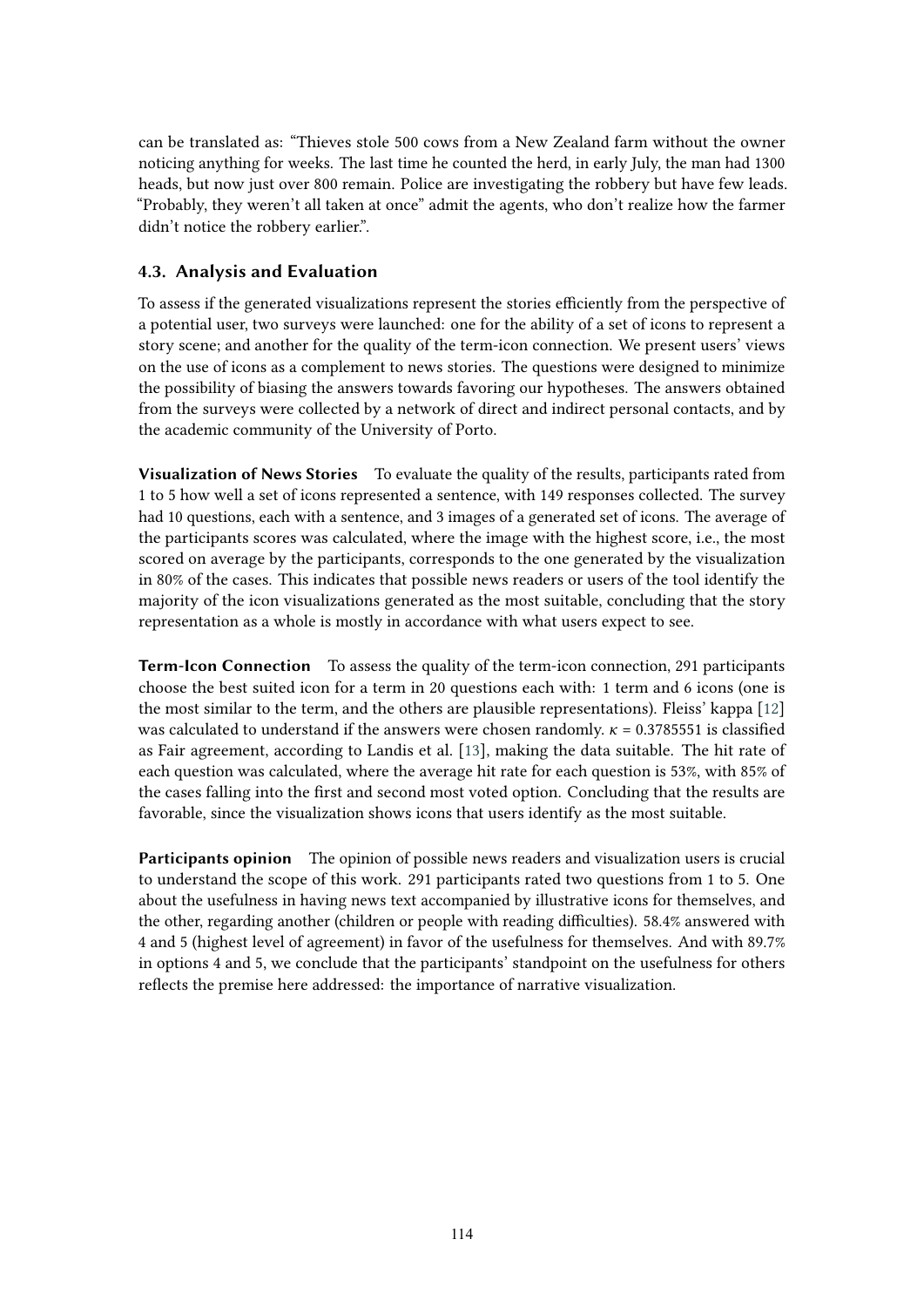can be translated as: "Thieves stole 500 cows from a New Zealand farm without the owner noticing anything for weeks. The last time he counted the herd, in early July, the man had 1300 heads, but now just over 800 remain. Police are investigating the robbery but have few leads. "Probably, they weren't all taken at once" admit the agents, who don't realize how the farmer didn't notice the robbery earlier.".

### 4.3. Analysis and Evaluation

To assess if the generated visualizations represent the stories efficiently from the perspective of a potential user, two surveys were launched: one for the ability of a set of icons to represent a story scene; and another for the quality of the term-icon connection. We present users' views on the use of icons as a complement to news stories. The questions were designed to minimize the possibility of biasing the answers towards favoring our hypotheses. The answers obtained from the surveys were collected by a network of direct and indirect personal contacts, and by the academic community of the University of Porto.

**Visualization of News Stories** To evaluate the quality of the results, participants rated from 1 to 5 how well a set of icons represented a sentence, with 149 responses collected. The survey had 10 questions, each with a sentence, and 3 images of a generated set of icons. The average of the participants scores was calculated, where the image with the highest score, i.e., the most scored on average by the participants, corresponds to the one generated by the visualization in 80% of the cases. This indicates that possible news readers or users of the tool identify the majority of the icon visualizations generated as the most suitable, concluding that the story representation as a whole is mostly in accordance with what users expect to see.

**Term-Icon Connection** To assess the quality of the term-icon connection, 291 participants choose the best suited icon for a term in 20 questions each with: 1 term and 6 icons (one is the most similar to the term, and the others are plausible representations). Fleiss' kappa [12] was calculated to understand if the answers were chosen randomly. $\kappa = 0.3785551$ is classified as Fair agreement, according to Landis et al. [13], making the data suitable. The hit rate of each question was calculated, where the average hit rate for each question is 53%, with 85% of the cases falling into the first and second most voted option. Concluding that the results are favorable, since the visualization shows icons that users identify as the most suitable.

**Participants opinion** The opinion of possible news readers and visualization users is crucial to understand the scope of this work. 291 participants rated two questions from 1 to 5. One about the usefulness in having news text accompanied by illustrative icons for themselves, and the other, regarding another (children or people with reading difficulties). 58.4% answered with 4 and 5 (highest level of agreement) in favor of the usefulness for themselves. And with 89.7% in options 4 and 5, we conclude that the participants' standpoint on the usefulness for others reflects the premise here addressed: the importance of narrative visualization.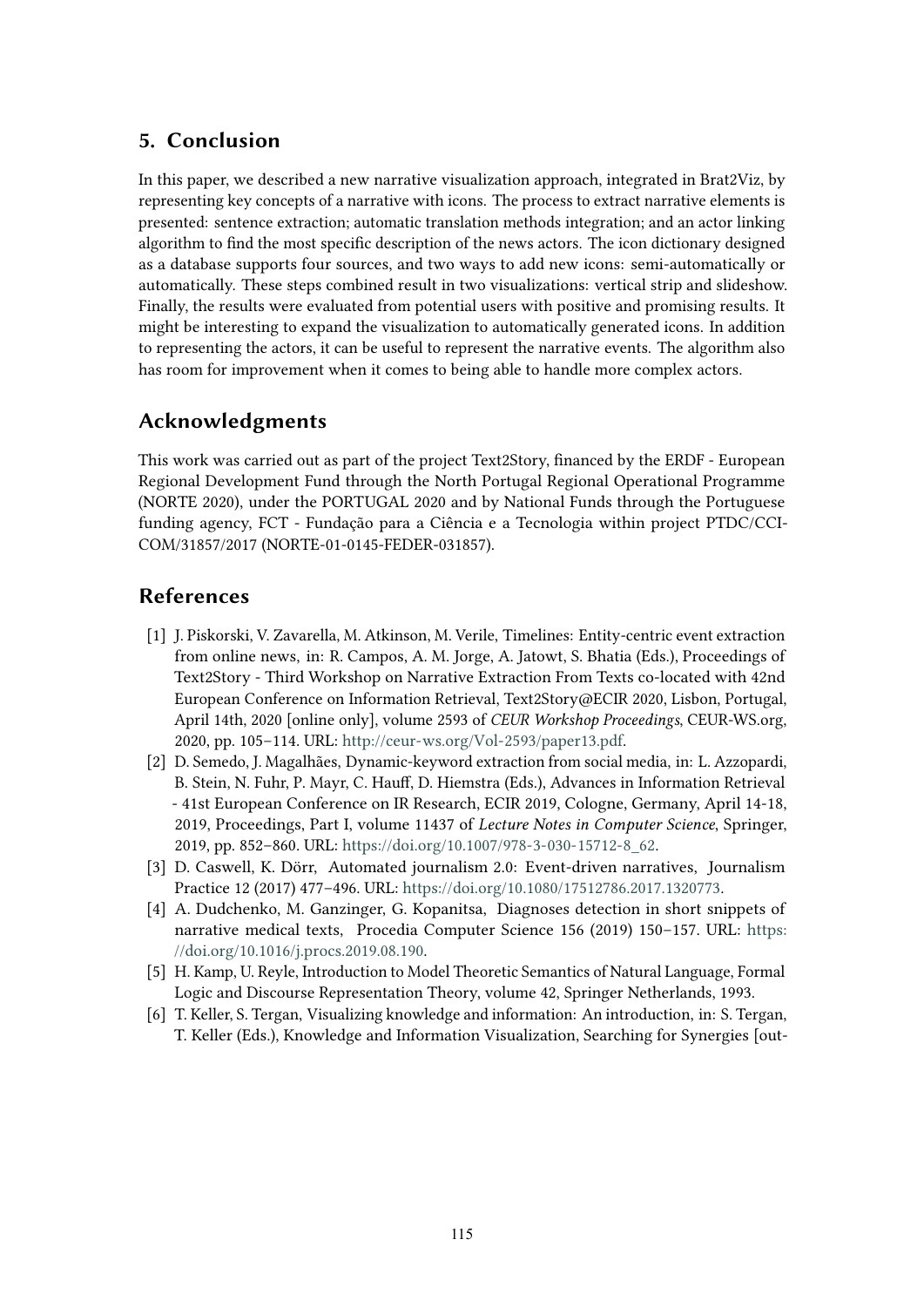## 5. Conclusion

In this paper, we described a new narrative visualization approach, integrated in Brat2Viz, by representing key concepts of a narrative with icons. The process to extract narrative elements is presented: sentence extraction; automatic translation methods integration; and an actor linking algorithm to find the most specific description of the news actors. The icon dictionary designed as a database supports four sources, and two ways to add new icons: semi-automatically or automatically. These steps combined result in two visualizations: vertical strip and slideshow. Finally, the results were evaluated from potential users with positive and promising results. It might be interesting to expand the visualization to automatically generated icons. In addition to representing the actors, it can be useful to represent the narrative events. The algorithm also has room for improvement when it comes to being able to handle more complex actors.

## Acknowledgments

This work was carried out as part of the project Text2Story, financed by the ERDF - European Regional Development Fund through the North Portugal Regional Operational Programme (NORTE 2020), under the PORTUGAL 2020 and by National Funds through the Portuguese funding agency, FCT - Fundação para a Ciência e a Tecnologia within project PTDC/CCI-COM/31857/2017 (NORTE-01-0145-FEDER-031857).

## References

[1] J. Piskorski, V. Zavarella, M. Atkinson, M. Verile, Timelines: Entity-centric event extraction from online news, in: R. Campos, A. M. Jorge, A. Jatowt, S. Bhatia (Eds.), Proceedings of Text2Story - Third Workshop on Narrative Extraction From Texts co-located with 42nd European Conference on Information Retrieval, Text2Story@ECIR 2020, Lisbon, Portugal, April 14th, 2020 [online only], volume 2593 of *CEUR Workshop Proceedings*, CEUR-WS.org, 2020, pp. 105–114. URL: http://ceur-ws.org/Vol-2593/paper13.pdf.

[2] D. Semedo, J. Magalhães, Dynamic-keyword extraction from social media, in: L. Azzopardi, B. Stein, N. Fuhr, P. Mayr, C. Hauff, D. Hiemstra (Eds.), Advances in Information Retrieval - 41st European Conference on IR Research, ECIR 2019, Cologne, Germany, April 14-18, 2019, Proceedings, Part I, volume 11437 of *Lecture Notes in Computer Science*, Springer, 2019, pp. 852–860. URL: https://doi.org/10.1007/978-3-030-15712-8_62.

[3] D. Caswell, K. Dörr, Automated journalism 2.0: Event-driven narratives, Journalism Practice 12 (2017) 477–496. URL: https://doi.org/10.1080/17512786.2017.1320773.

[4] A. Dudchenko, M. Ganzinger, G. Kopanitsa, Diagnoses detection in short snippets of narrative medical texts, Procedia Computer Science 156 (2019) 150–157. URL: https://doi.org/10.1016/j.procs.2019.08.190.

[5] H. Kamp, U. Reyle, Introduction to Model Theoretic Semantics of Natural Language, Formal Logic and Discourse Representation Theory, volume 42, Springer Netherlands, 1993.

[6] T. Keller, S. Tergan, Visualizing knowledge and information: An introduction, in: S. Tergan, T. Keller (Eds.), Knowledge and Information Visualization, Searching for Synergies [out-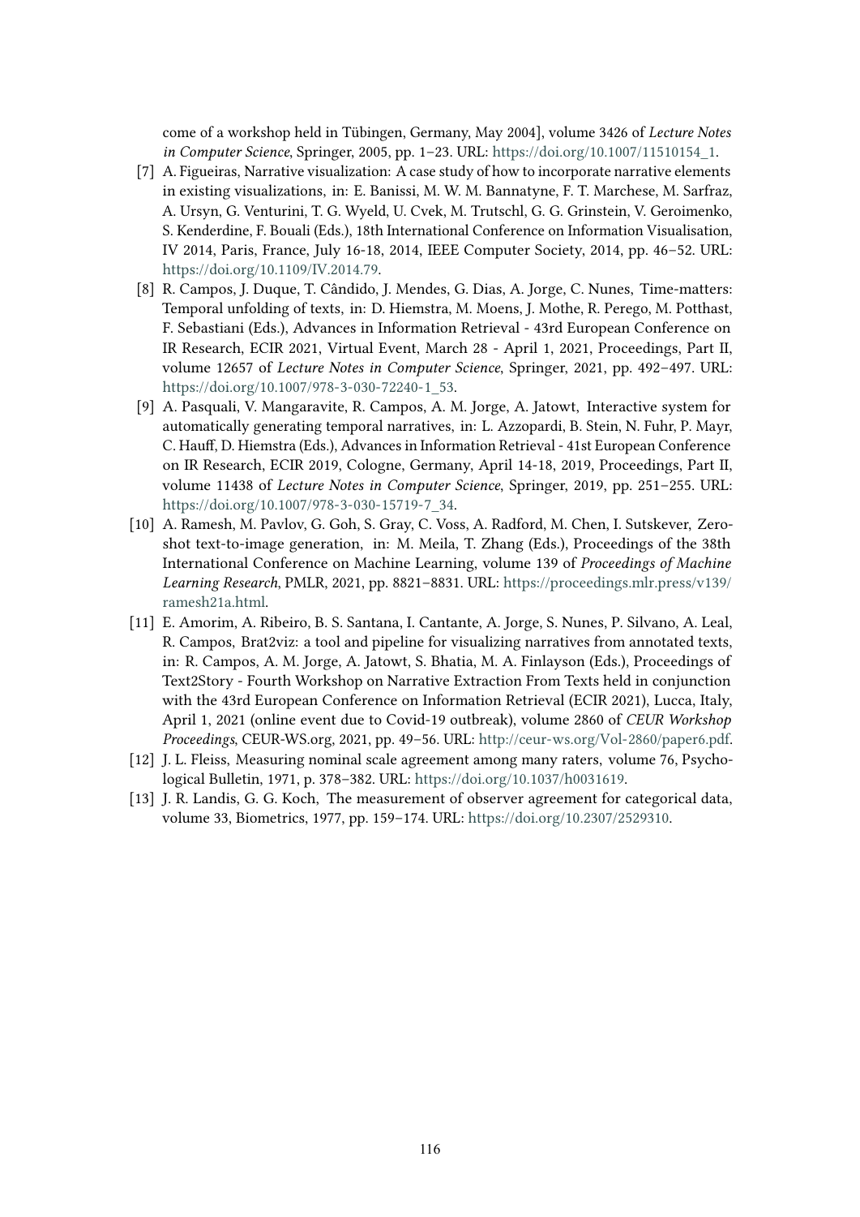come of a workshop held in Tübingen, Germany, May 2004], volume 3426 of *Lecture Notes in Computer Science*, Springer, 2005, pp. 1–23. URL: https://doi.org/10.1007/11510154_1.

[7] A. Figueiras, Narrative visualization: A case study of how to incorporate narrative elements in existing visualizations, in: E. Banissi, M. W. M. Bannatyne, F. T. Marchese, M. Sarfraz, A. Ursyn, G. Venturini, T. G. Wyeld, U. Cvek, M. Trutschl, G. G. Grinstein, V. Geroimenko, S. Kenderdine, F. Bouali (Eds.), 18th International Conference on Information Visualisation, IV 2014, Paris, France, July 16-18, 2014, IEEE Computer Society, 2014, pp. 46–52. URL: https://doi.org/10.1109/IV.2014.79.

[8] R. Campos, J. Duque, T. Cândido, J. Mendes, G. Dias, A. Jorge, C. Nunes, Time-matters: Temporal unfolding of texts, in: D. Hiemstra, M. Moens, J. Mothe, R. Perego, M. Potthast, F. Sebastiani (Eds.), Advances in Information Retrieval - 43rd European Conference on IR Research, ECIR 2021, Virtual Event, March 28 - April 1, 2021, Proceedings, Part II, volume 12657 of *Lecture Notes in Computer Science*, Springer, 2021, pp. 492–497. URL: https://doi.org/10.1007/978-3-030-72240-1_53.

[9] A. Pasquali, V. Mangaravite, R. Campos, A. M. Jorge, A. Jatowt, Interactive system for automatically generating temporal narratives, in: L. Azzopardi, B. Stein, N. Fuhr, P. Mayr, C. Hauff, D. Hiemstra (Eds.), Advances in Information Retrieval - 41st European Conference on IR Research, ECIR 2019, Cologne, Germany, April 14-18, 2019, Proceedings, Part II, volume 11438 of *Lecture Notes in Computer Science*, Springer, 2019, pp. 251–255. URL: https://doi.org/10.1007/978-3-030-15719-7_34.

[10] A. Ramesh, M. Pavlov, G. Goh, S. Gray, C. Voss, A. Radford, M. Chen, I. Sutskever, Zero-shot text-to-image generation, in: M. Meila, T. Zhang (Eds.), Proceedings of the 38th International Conference on Machine Learning, volume 139 of *Proceedings of Machine Learning Research*, PMLR, 2021, pp. 8821–8831. URL: https://proceedings.mlr.press/v139/ramesh21a.html.

[11] E. Amorim, A. Ribeiro, B. S. Santana, I. Cantante, A. Jorge, S. Nunes, P. Silvano, A. Leal, R. Campos, Brat2viz: a tool and pipeline for visualizing narratives from annotated texts, in: R. Campos, A. M. Jorge, A. Jatowt, S. Bhatia, M. A. Finlayson (Eds.), Proceedings of Text2Story - Fourth Workshop on Narrative Extraction From Texts held in conjunction with the 43rd European Conference on Information Retrieval (ECIR 2021), Lucca, Italy, April 1, 2021 (online event due to Covid-19 outbreak), volume 2860 of *CEUR Workshop Proceedings*, CEUR-WS.org, 2021, pp. 49–56. URL: http://ceur-ws.org/Vol-2860/paper6.pdf.

[12] J. L. Fleiss, Measuring nominal scale agreement among many raters, volume 76, Psychological Bulletin, 1971, p. 378–382. URL: https://doi.org/10.1037/h0031619.

[13] J. R. Landis, G. G. Koch, The measurement of observer agreement for categorical data, volume 33, Biometrics, 1977, pp. 159–174. URL: https://doi.org/10.2307/2529310.